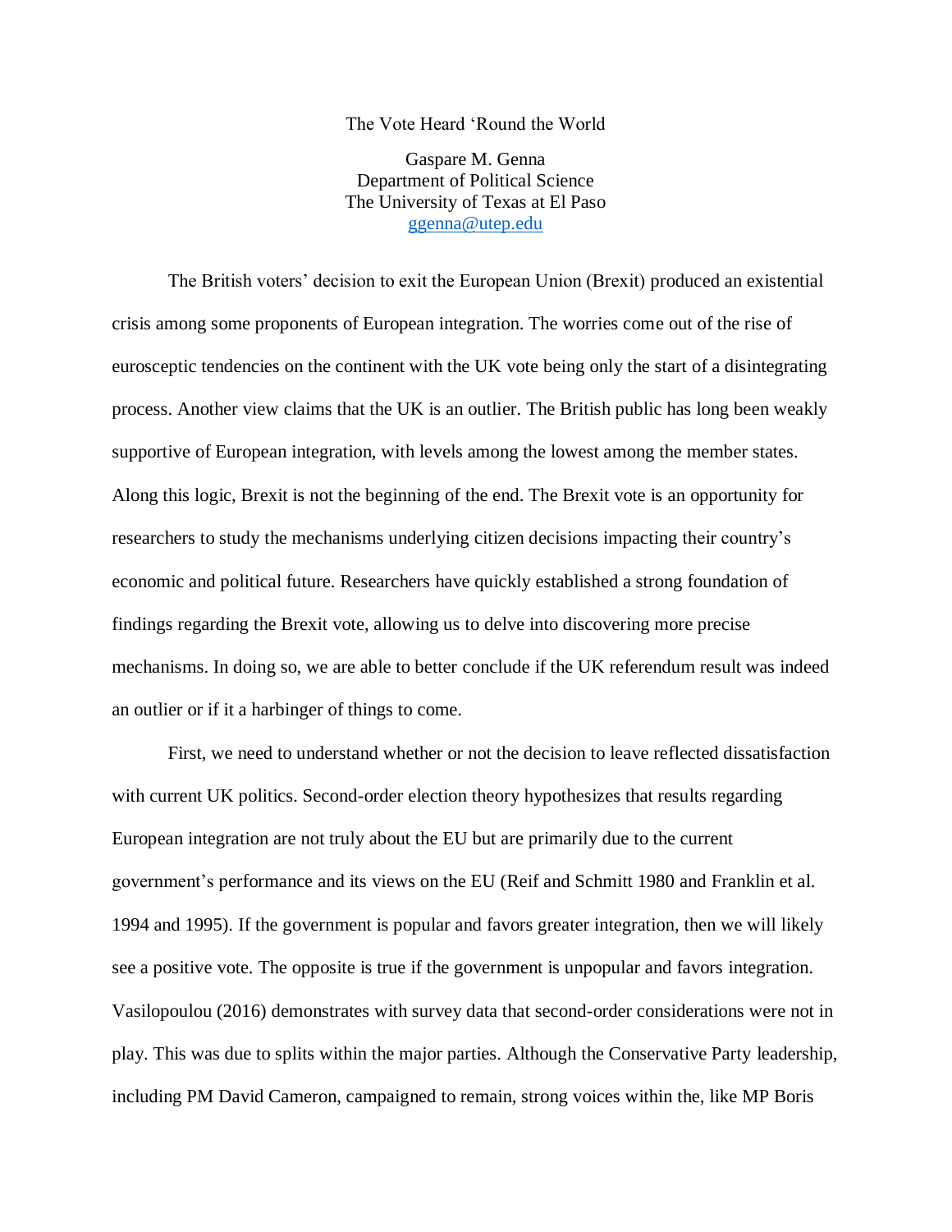# The Vote Heard 'Round the World

Gaspare M. Genna
Department of Political Science
The University of Texas at El Paso
ggenna@utep.edu

The British voters' decision to exit the European Union (Brexit) produced an existential crisis among some proponents of European integration. The worries come out of the rise of eurosceptic tendencies on the continent with the UK vote being only the start of a disintegrating process. Another view claims that the UK is an outlier. The British public has long been weakly supportive of European integration, with levels among the lowest among the member states. Along this logic, Brexit is not the beginning of the end. The Brexit vote is an opportunity for researchers to study the mechanisms underlying citizen decisions impacting their country's economic and political future. Researchers have quickly established a strong foundation of findings regarding the Brexit vote, allowing us to delve into discovering more precise mechanisms. In doing so, we are able to better conclude if the UK referendum result was indeed an outlier or if it a harbinger of things to come.

First, we need to understand whether or not the decision to leave reflected dissatisfaction with current UK politics. Second-order election theory hypothesizes that results regarding European integration are not truly about the EU but are primarily due to the current government's performance and its views on the EU (Reif and Schmitt 1980 and Franklin et al. 1994 and 1995). If the government is popular and favors greater integration, then we will likely see a positive vote. The opposite is true if the government is unpopular and favors integration. Vasilopoulou (2016) demonstrates with survey data that second-order considerations were not in play. This was due to splits within the major parties. Although the Conservative Party leadership, including PM David Cameron, campaigned to remain, strong voices within the, like MP Boris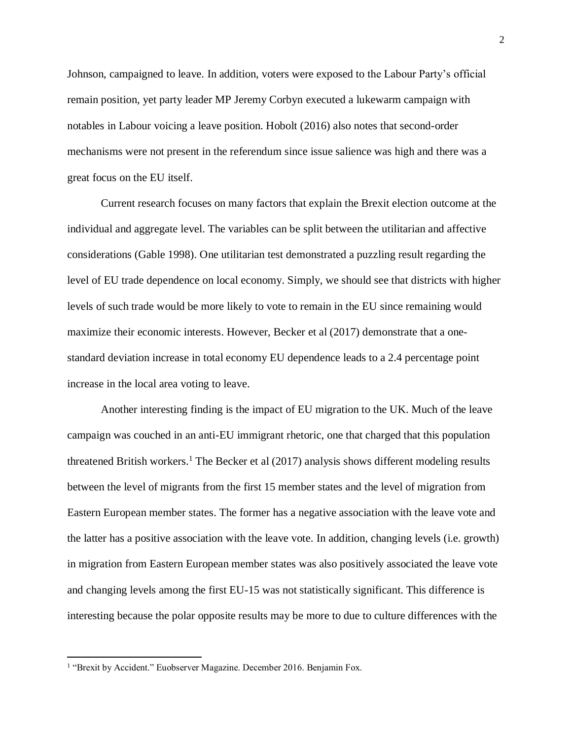Johnson, campaigned to leave. In addition, voters were exposed to the Labour Party's official remain position, yet party leader MP Jeremy Corbyn executed a lukewarm campaign with notables in Labour voicing a leave position. Hobolt (2016) also notes that second-order mechanisms were not present in the referendum since issue salience was high and there was a great focus on the EU itself.

Current research focuses on many factors that explain the Brexit election outcome at the individual and aggregate level. The variables can be split between the utilitarian and affective considerations (Gable 1998). One utilitarian test demonstrated a puzzling result regarding the level of EU trade dependence on local economy. Simply, we should see that districts with higher levels of such trade would be more likely to vote to remain in the EU since remaining would maximize their economic interests. However, Becker et al (2017) demonstrate that a one-standard deviation increase in total economy EU dependence leads to a 2.4 percentage point increase in the local area voting to leave.

Another interesting finding is the impact of EU migration to the UK. Much of the leave campaign was couched in an anti-EU immigrant rhetoric, one that charged that this population threatened British workers.[1] The Becker et al (2017) analysis shows different modeling results between the level of migrants from the first 15 member states and the level of migration from Eastern European member states. The former has a negative association with the leave vote and the latter has a positive association with the leave vote. In addition, changing levels (i.e. growth) in migration from Eastern European member states was also positively associated the leave vote and changing levels among the first EU-15 was not statistically significant. This difference is interesting because the polar opposite results may be more to due to culture differences with the

---

[1] "Brexit by Accident." Euobserver Magazine. December 2016. Benjamin Fox.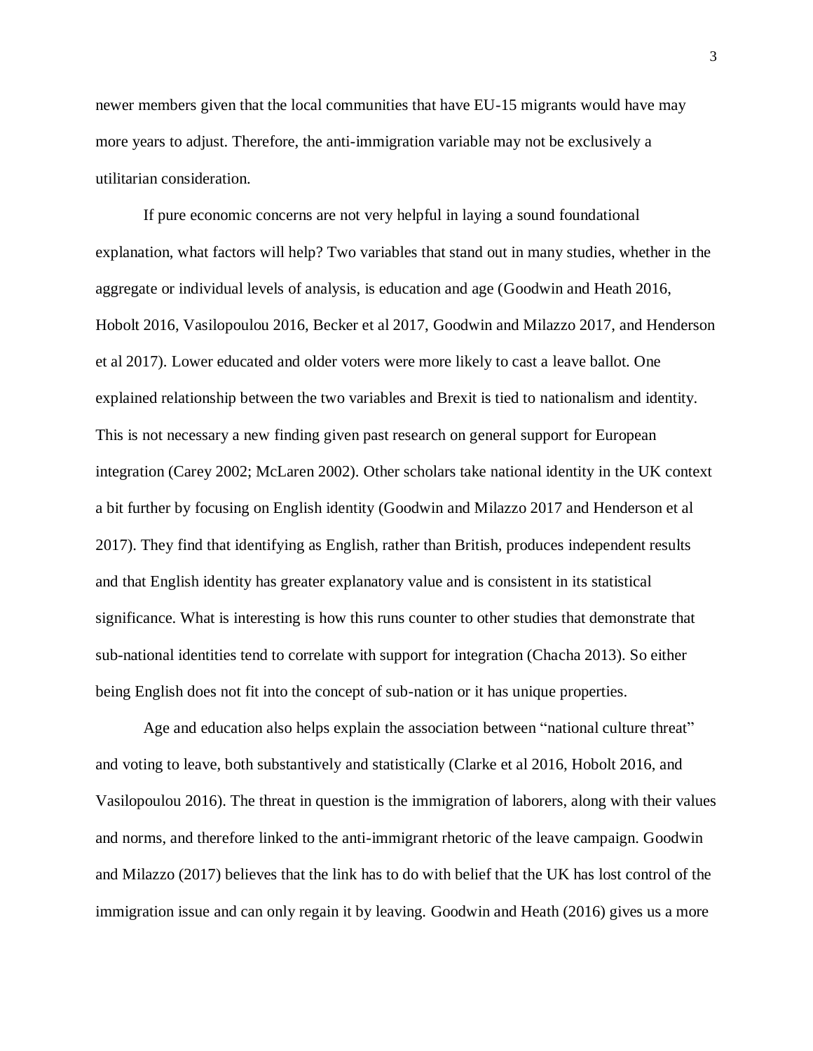newer members given that the local communities that have EU-15 migrants would have may more years to adjust. Therefore, the anti-immigration variable may not be exclusively a utilitarian consideration.

If pure economic concerns are not very helpful in laying a sound foundational explanation, what factors will help? Two variables that stand out in many studies, whether in the aggregate or individual levels of analysis, is education and age (Goodwin and Heath 2016, Hobolt 2016, Vasilopoulou 2016, Becker et al 2017, Goodwin and Milazzo 2017, and Henderson et al 2017). Lower educated and older voters were more likely to cast a leave ballot. One explained relationship between the two variables and Brexit is tied to nationalism and identity. This is not necessary a new finding given past research on general support for European integration (Carey 2002; McLaren 2002). Other scholars take national identity in the UK context a bit further by focusing on English identity (Goodwin and Milazzo 2017 and Henderson et al 2017). They find that identifying as English, rather than British, produces independent results and that English identity has greater explanatory value and is consistent in its statistical significance. What is interesting is how this runs counter to other studies that demonstrate that sub-national identities tend to correlate with support for integration (Chacha 2013). So either being English does not fit into the concept of sub-nation or it has unique properties.

Age and education also helps explain the association between "national culture threat" and voting to leave, both substantively and statistically (Clarke et al 2016, Hobolt 2016, and Vasilopoulou 2016). The threat in question is the immigration of laborers, along with their values and norms, and therefore linked to the anti-immigrant rhetoric of the leave campaign. Goodwin and Milazzo (2017) believes that the link has to do with belief that the UK has lost control of the immigration issue and can only regain it by leaving. Goodwin and Heath (2016) gives us a more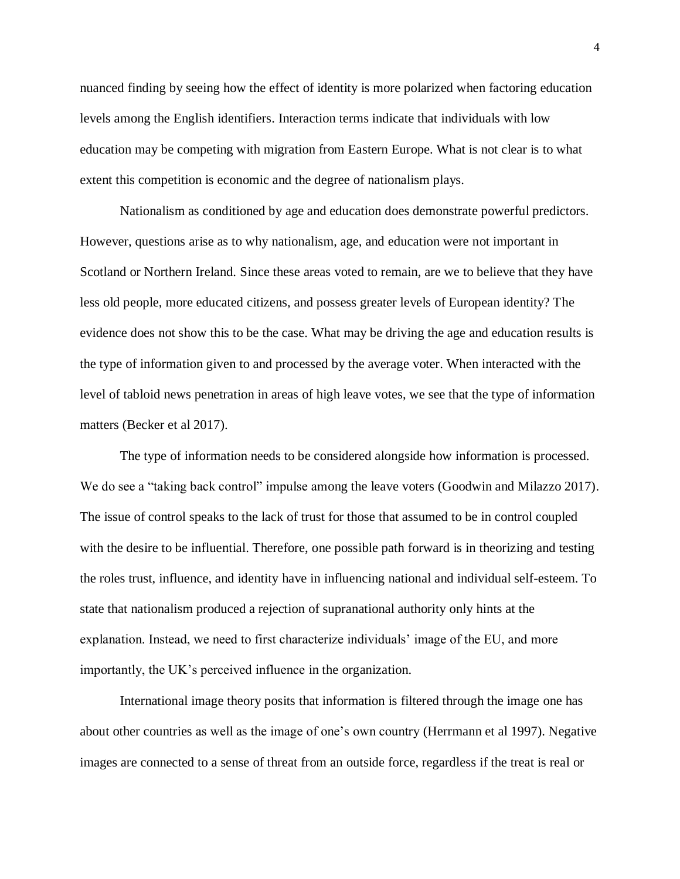nuanced finding by seeing how the effect of identity is more polarized when factoring education levels among the English identifiers. Interaction terms indicate that individuals with low education may be competing with migration from Eastern Europe. What is not clear is to what extent this competition is economic and the degree of nationalism plays.

Nationalism as conditioned by age and education does demonstrate powerful predictors. However, questions arise as to why nationalism, age, and education were not important in Scotland or Northern Ireland. Since these areas voted to remain, are we to believe that they have less old people, more educated citizens, and possess greater levels of European identity? The evidence does not show this to be the case. What may be driving the age and education results is the type of information given to and processed by the average voter. When interacted with the level of tabloid news penetration in areas of high leave votes, we see that the type of information matters (Becker et al 2017).

The type of information needs to be considered alongside how information is processed. We do see a "taking back control" impulse among the leave voters (Goodwin and Milazzo 2017). The issue of control speaks to the lack of trust for those that assumed to be in control coupled with the desire to be influential. Therefore, one possible path forward is in theorizing and testing the roles trust, influence, and identity have in influencing national and individual self-esteem. To state that nationalism produced a rejection of supranational authority only hints at the explanation. Instead, we need to first characterize individuals' image of the EU, and more importantly, the UK's perceived influence in the organization.

International image theory posits that information is filtered through the image one has about other countries as well as the image of one's own country (Herrmann et al 1997). Negative images are connected to a sense of threat from an outside force, regardless if the treat is real or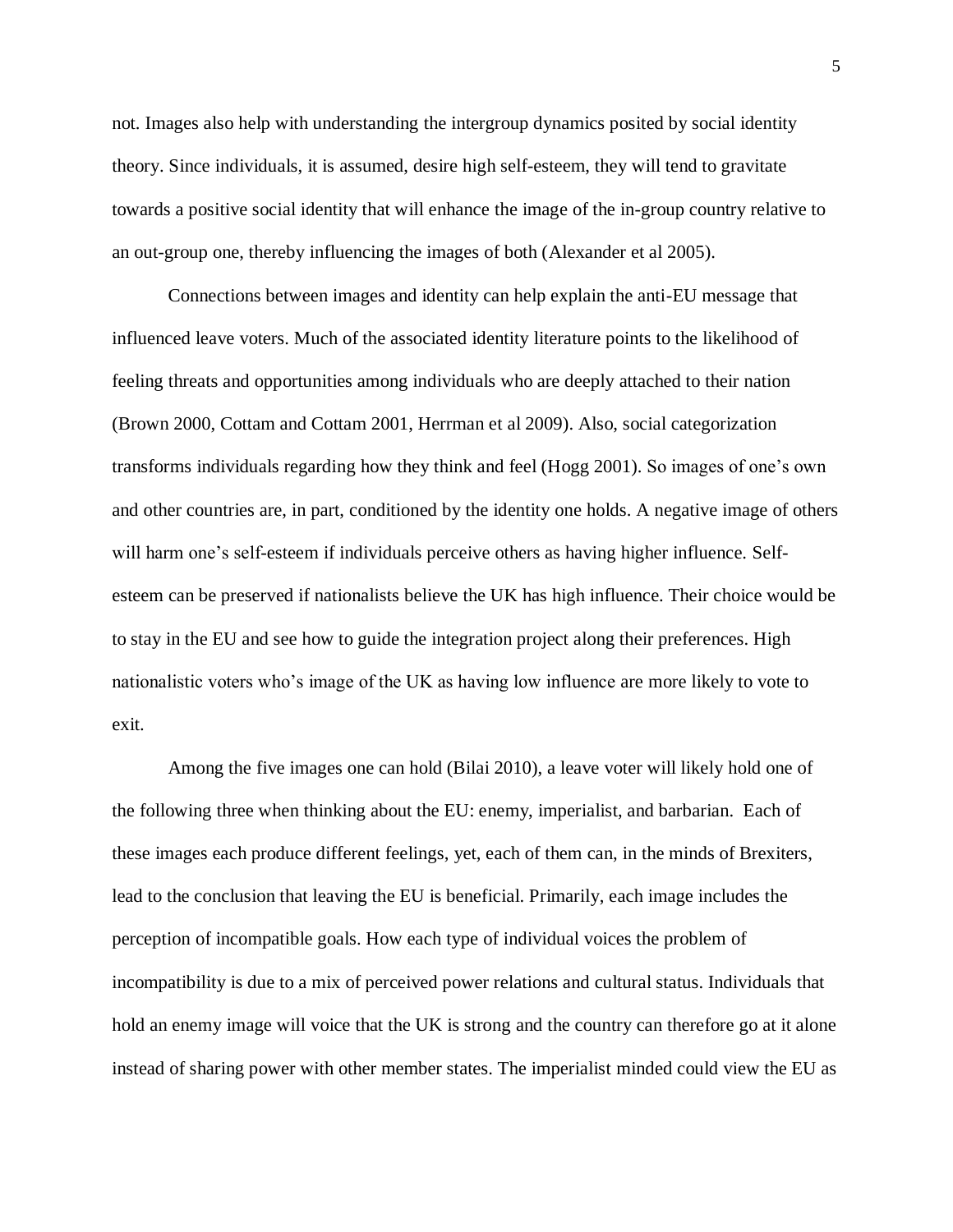not. Images also help with understanding the intergroup dynamics posited by social identity theory. Since individuals, it is assumed, desire high self-esteem, they will tend to gravitate towards a positive social identity that will enhance the image of the in-group country relative to an out-group one, thereby influencing the images of both (Alexander et al 2005).

Connections between images and identity can help explain the anti-EU message that influenced leave voters. Much of the associated identity literature points to the likelihood of feeling threats and opportunities among individuals who are deeply attached to their nation (Brown 2000, Cottam and Cottam 2001, Herrman et al 2009). Also, social categorization transforms individuals regarding how they think and feel (Hogg 2001). So images of one's own and other countries are, in part, conditioned by the identity one holds. A negative image of others will harm one's self-esteem if individuals perceive others as having higher influence. Self-esteem can be preserved if nationalists believe the UK has high influence. Their choice would be to stay in the EU and see how to guide the integration project along their preferences. High nationalistic voters who's image of the UK as having low influence are more likely to vote to exit.

Among the five images one can hold (Bilai 2010), a leave voter will likely hold one of the following three when thinking about the EU: enemy, imperialist, and barbarian. Each of these images each produce different feelings, yet, each of them can, in the minds of Brexiters, lead to the conclusion that leaving the EU is beneficial. Primarily, each image includes the perception of incompatible goals. How each type of individual voices the problem of incompatibility is due to a mix of perceived power relations and cultural status. Individuals that hold an enemy image will voice that the UK is strong and the country can therefore go at it alone instead of sharing power with other member states. The imperialist minded could view the EU as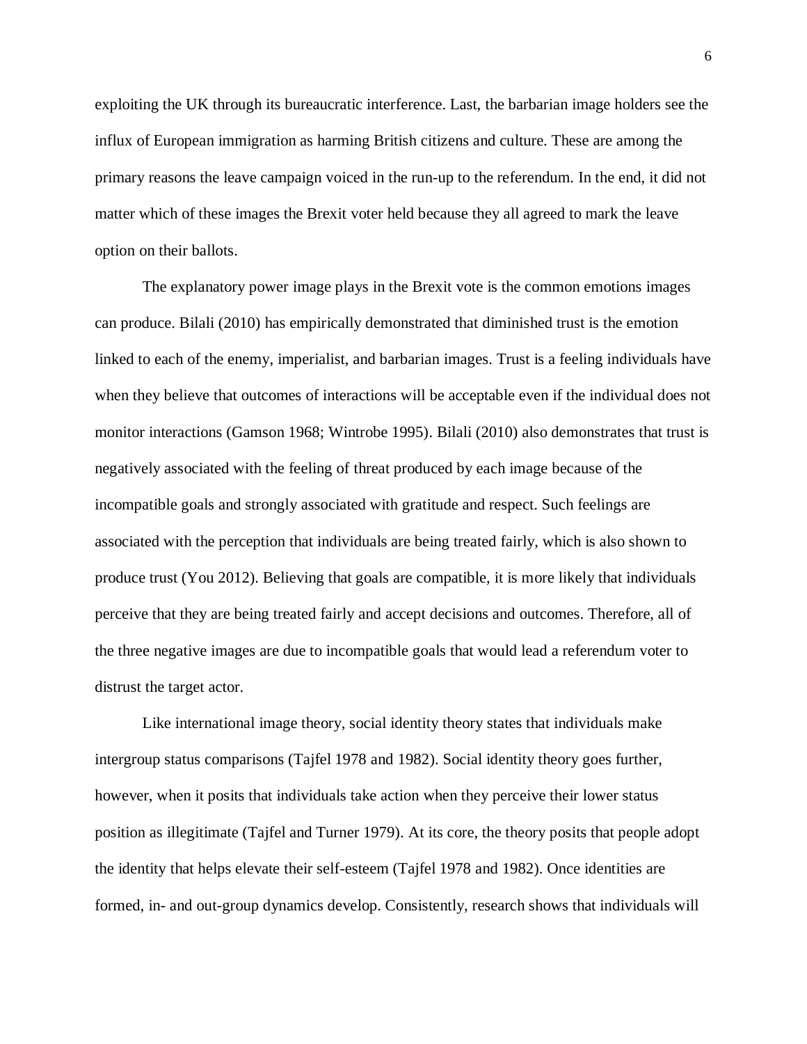exploiting the UK through its bureaucratic interference. Last, the barbarian image holders see the influx of European immigration as harming British citizens and culture. These are among the primary reasons the leave campaign voiced in the run-up to the referendum. In the end, it did not matter which of these images the Brexit voter held because they all agreed to mark the leave option on their ballots.

The explanatory power image plays in the Brexit vote is the common emotions images can produce. Bilali (2010) has empirically demonstrated that diminished trust is the emotion linked to each of the enemy, imperialist, and barbarian images. Trust is a feeling individuals have when they believe that outcomes of interactions will be acceptable even if the individual does not monitor interactions (Gamson 1968; Wintrobe 1995). Bilali (2010) also demonstrates that trust is negatively associated with the feeling of threat produced by each image because of the incompatible goals and strongly associated with gratitude and respect. Such feelings are associated with the perception that individuals are being treated fairly, which is also shown to produce trust (You 2012). Believing that goals are compatible, it is more likely that individuals perceive that they are being treated fairly and accept decisions and outcomes. Therefore, all of the three negative images are due to incompatible goals that would lead a referendum voter to distrust the target actor.

Like international image theory, social identity theory states that individuals make intergroup status comparisons (Tajfel 1978 and 1982). Social identity theory goes further, however, when it posits that individuals take action when they perceive their lower status position as illegitimate (Tajfel and Turner 1979). At its core, the theory posits that people adopt the identity that helps elevate their self-esteem (Tajfel 1978 and 1982). Once identities are formed, in- and out-group dynamics develop. Consistently, research shows that individuals will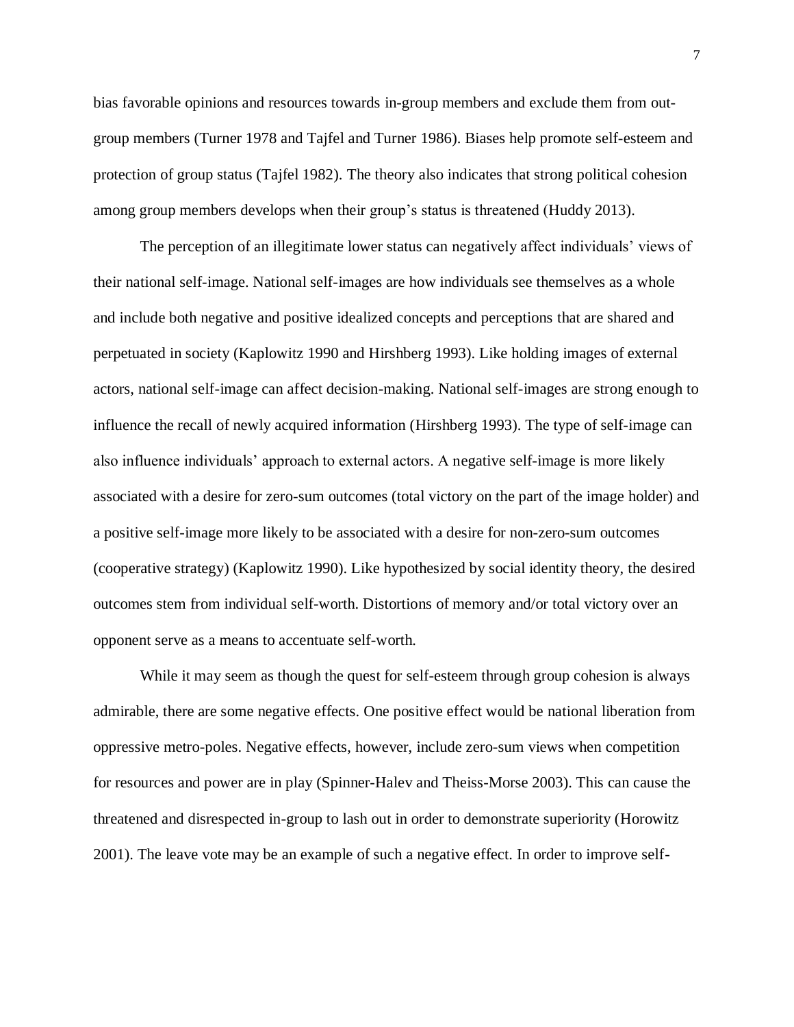bias favorable opinions and resources towards in-group members and exclude them from out-group members (Turner 1978 and Tajfel and Turner 1986). Biases help promote self-esteem and protection of group status (Tajfel 1982). The theory also indicates that strong political cohesion among group members develops when their group's status is threatened (Huddy 2013).

The perception of an illegitimate lower status can negatively affect individuals' views of their national self-image. National self-images are how individuals see themselves as a whole and include both negative and positive idealized concepts and perceptions that are shared and perpetuated in society (Kaplowitz 1990 and Hirshberg 1993). Like holding images of external actors, national self-image can affect decision-making. National self-images are strong enough to influence the recall of newly acquired information (Hirshberg 1993). The type of self-image can also influence individuals' approach to external actors. A negative self-image is more likely associated with a desire for zero-sum outcomes (total victory on the part of the image holder) and a positive self-image more likely to be associated with a desire for non-zero-sum outcomes (cooperative strategy) (Kaplowitz 1990). Like hypothesized by social identity theory, the desired outcomes stem from individual self-worth. Distortions of memory and/or total victory over an opponent serve as a means to accentuate self-worth.

While it may seem as though the quest for self-esteem through group cohesion is always admirable, there are some negative effects. One positive effect would be national liberation from oppressive metro-poles. Negative effects, however, include zero-sum views when competition for resources and power are in play (Spinner-Halev and Theiss-Morse 2003). This can cause the threatened and disrespected in-group to lash out in order to demonstrate superiority (Horowitz 2001). The leave vote may be an example of such a negative effect. In order to improve self-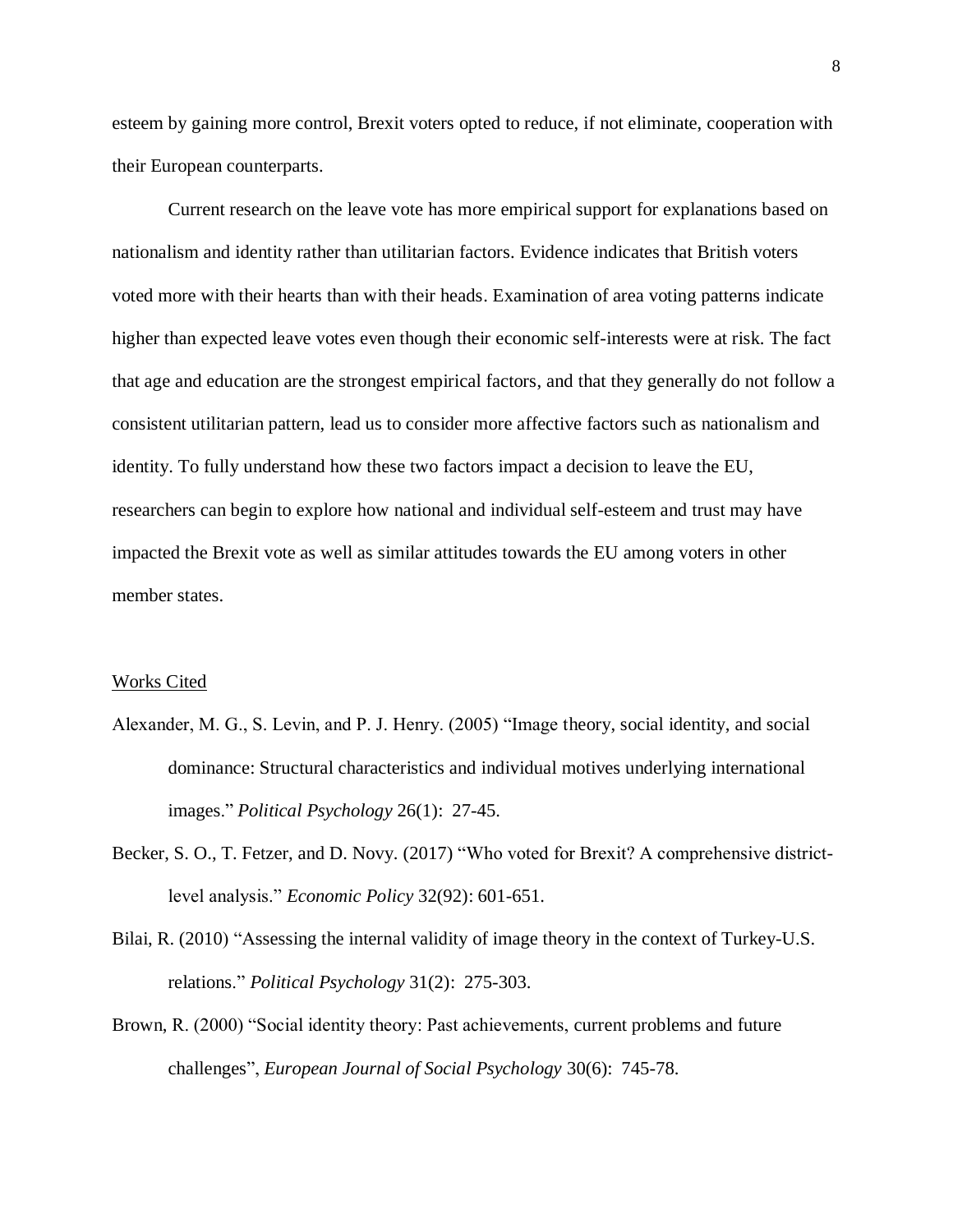esteem by gaining more control, Brexit voters opted to reduce, if not eliminate, cooperation with their European counterparts.

Current research on the leave vote has more empirical support for explanations based on nationalism and identity rather than utilitarian factors. Evidence indicates that British voters voted more with their hearts than with their heads. Examination of area voting patterns indicate higher than expected leave votes even though their economic self-interests were at risk. The fact that age and education are the strongest empirical factors, and that they generally do not follow a consistent utilitarian pattern, lead us to consider more affective factors such as nationalism and identity. To fully understand how these two factors impact a decision to leave the EU, researchers can begin to explore how national and individual self-esteem and trust may have impacted the Brexit vote as well as similar attitudes towards the EU among voters in other member states.

## Works Cited

Alexander, M. G., S. Levin, and P. J. Henry. (2005) "Image theory, social identity, and social dominance: Structural characteristics and individual motives underlying international images." *Political Psychology* 26(1): 27-45.

Becker, S. O., T. Fetzer, and D. Novy. (2017) "Who voted for Brexit? A comprehensive district-level analysis." *Economic Policy* 32(92): 601-651.

Bilai, R. (2010) "Assessing the internal validity of image theory in the context of Turkey-U.S. relations." *Political Psychology* 31(2): 275-303.

Brown, R. (2000) "Social identity theory: Past achievements, current problems and future challenges", *European Journal of Social Psychology* 30(6): 745-78.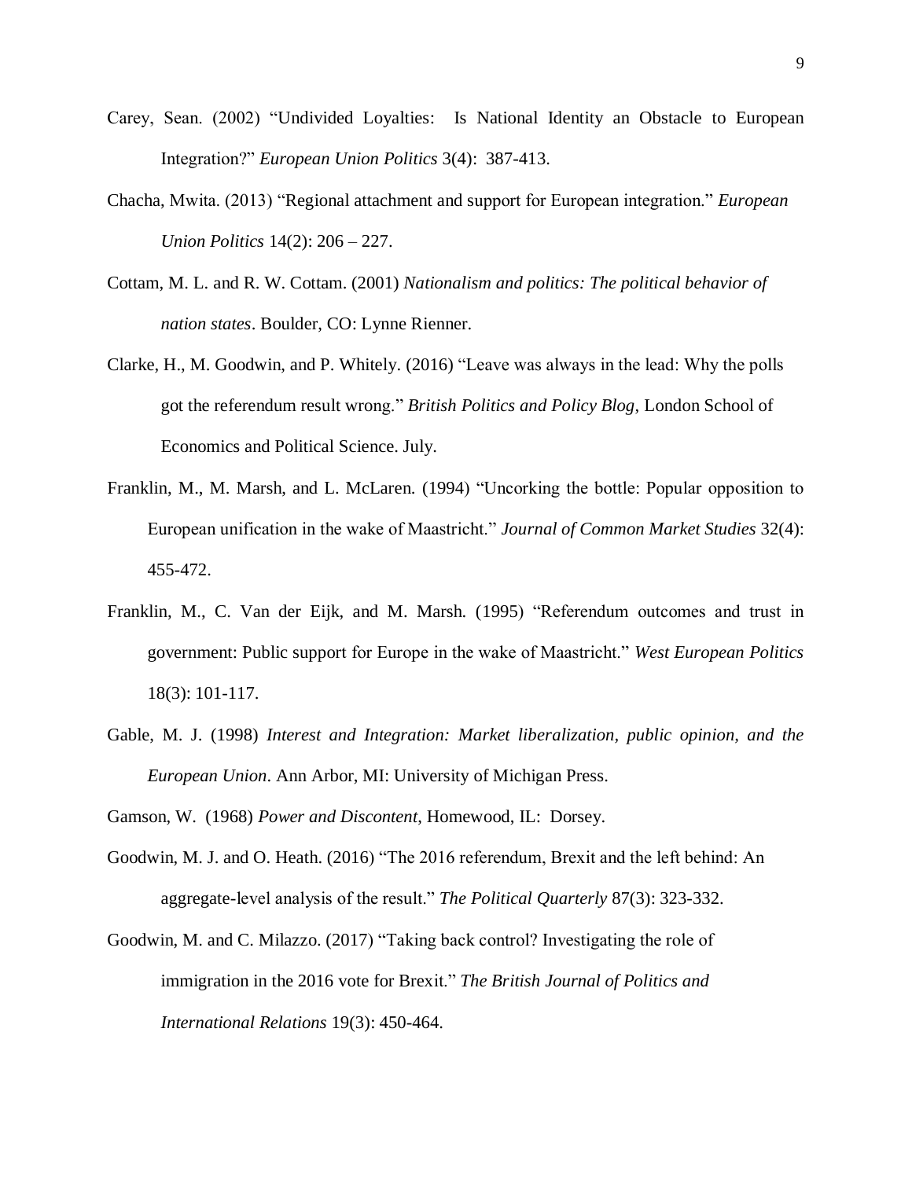Carey, Sean. (2002) "Undivided Loyalties: Is National Identity an Obstacle to European Integration?" *European Union Politics* 3(4): 387-413.

Chacha, Mwita. (2013) "Regional attachment and support for European integration." *European Union Politics* 14(2): 206 – 227.

Cottam, M. L. and R. W. Cottam. (2001) *Nationalism and politics: The political behavior of nation states*. Boulder, CO: Lynne Rienner.

Clarke, H., M. Goodwin, and P. Whitely. (2016) "Leave was always in the lead: Why the polls got the referendum result wrong." *British Politics and Policy Blog*, London School of Economics and Political Science. July.

Franklin, M., M. Marsh, and L. McLaren. (1994) "Uncorking the bottle: Popular opposition to European unification in the wake of Maastricht." *Journal of Common Market Studies* 32(4): 455-472.

Franklin, M., C. Van der Eijk, and M. Marsh. (1995) "Referendum outcomes and trust in government: Public support for Europe in the wake of Maastricht." *West European Politics* 18(3): 101-117.

Gable, M. J. (1998) *Interest and Integration: Market liberalization, public opinion, and the European Union*. Ann Arbor, MI: University of Michigan Press.

Gamson, W. (1968) *Power and Discontent*, Homewood, IL: Dorsey.

Goodwin, M. J. and O. Heath. (2016) "The 2016 referendum, Brexit and the left behind: An aggregate-level analysis of the result." *The Political Quarterly* 87(3): 323-332.

Goodwin, M. and C. Milazzo. (2017) "Taking back control? Investigating the role of immigration in the 2016 vote for Brexit." *The British Journal of Politics and International Relations* 19(3): 450-464.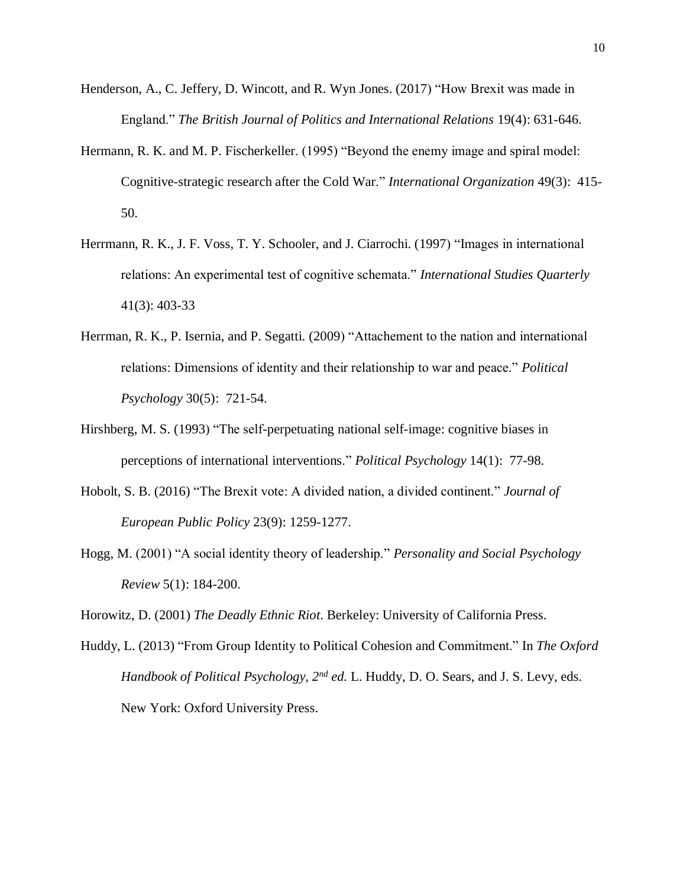Henderson, A., C. Jeffery, D. Wincott, and R. Wyn Jones. (2017) "How Brexit was made in England." *The British Journal of Politics and International Relations* 19(4): 631-646.

Hermann, R. K. and M. P. Fischerkeller. (1995) "Beyond the enemy image and spiral model: Cognitive-strategic research after the Cold War." *International Organization* 49(3): 415-50.

Herrmann, R. K., J. F. Voss, T. Y. Schooler, and J. Ciarrochi. (1997) "Images in international relations: An experimental test of cognitive schemata." *International Studies Quarterly* 41(3): 403-33

Herrman, R. K., P. Isernia, and P. Segatti. (2009) "Attachement to the nation and international relations: Dimensions of identity and their relationship to war and peace." *Political Psychology* 30(5): 721-54.

Hirshberg, M. S. (1993) "The self-perpetuating national self-image: cognitive biases in perceptions of international interventions." *Political Psychology* 14(1): 77-98.

Hobolt, S. B. (2016) "The Brexit vote: A divided nation, a divided continent." *Journal of European Public Policy* 23(9): 1259-1277.

Hogg, M. (2001) "A social identity theory of leadership." *Personality and Social Psychology Review* 5(1): 184-200.

Horowitz, D. (2001) *The Deadly Ethnic Riot*. Berkeley: University of California Press.

Huddy, L. (2013) "From Group Identity to Political Cohesion and Commitment." In *The Oxford Handbook of Political Psychology, 2nd ed.* L. Huddy, D. O. Sears, and J. S. Levy, eds. New York: Oxford University Press.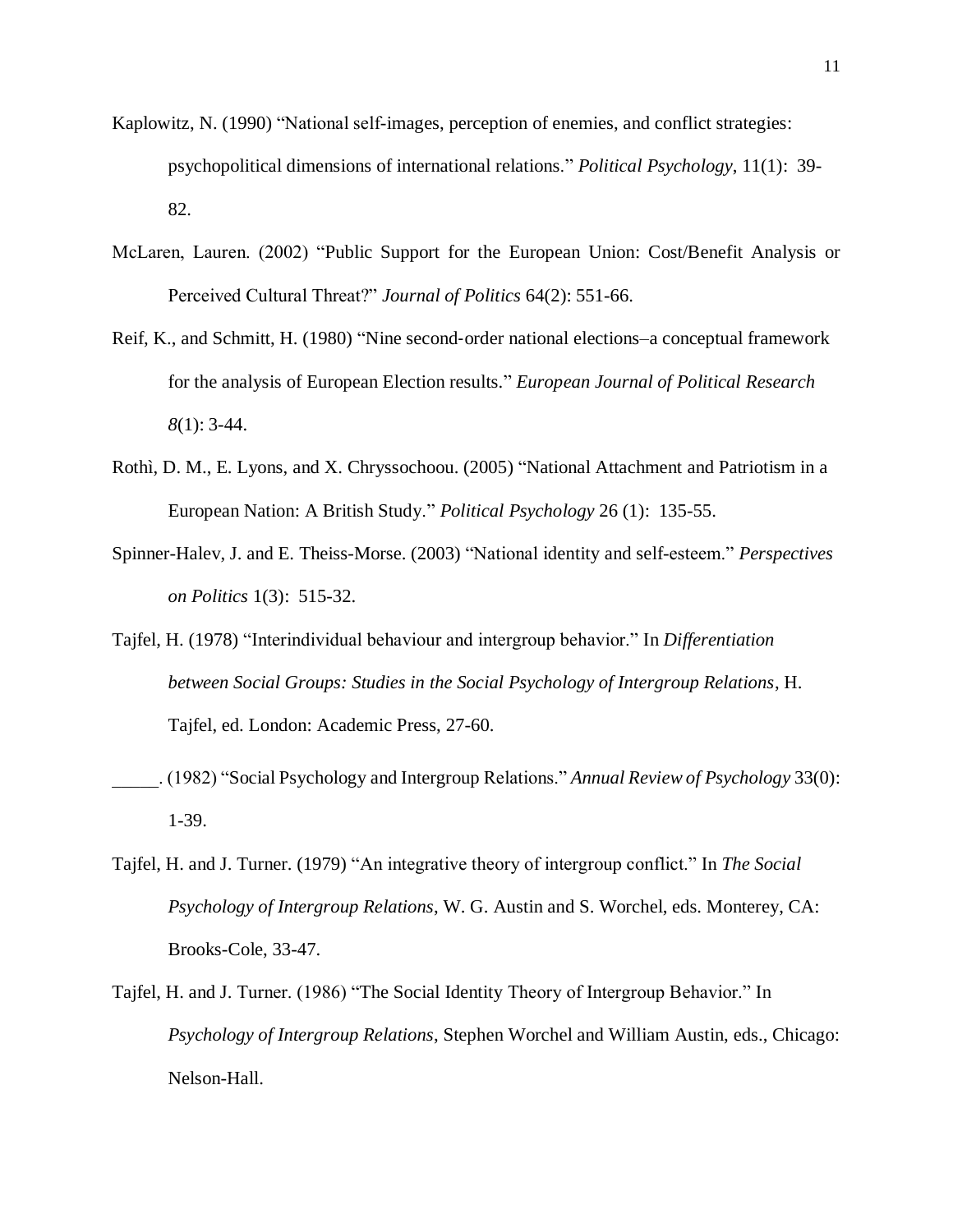Kaplowitz, N. (1990) “National self-images, perception of enemies, and conflict strategies: psychopolitical dimensions of international relations.” *Political Psychology*, 11(1): 39-82.

McLaren, Lauren. (2002) “Public Support for the European Union: Cost/Benefit Analysis or Perceived Cultural Threat?” *Journal of Politics* 64(2): 551-66.

Reif, K., and Schmitt, H. (1980) “Nine second-order national elections–a conceptual framework for the analysis of European Election results.” *European Journal of Political Research 8*(1): 3-44.

Rothì, D. M., E. Lyons, and X. Chryssochoou. (2005) “National Attachment and Patriotism in a European Nation: A British Study.” *Political Psychology* 26 (1): 135-55.

Spinner-Halev, J. and E. Theiss-Morse. (2003) “National identity and self-esteem.” *Perspectives on Politics* 1(3): 515-32.

Tajfel, H. (1978) “Interindividual behaviour and intergroup behavior.” In *Differentiation between Social Groups: Studies in the Social Psychology of Intergroup Relations*, H. Tajfel, ed. London: Academic Press, 27-60.

_____. (1982) “Social Psychology and Intergroup Relations.” *Annual Review of Psychology* 33(0): 1-39.

Tajfel, H. and J. Turner. (1979) “An integrative theory of intergroup conflict.” In *The Social Psychology of Intergroup Relations*, W. G. Austin and S. Worchel, eds. Monterey, CA: Brooks-Cole, 33-47.

Tajfel, H. and J. Turner. (1986) “The Social Identity Theory of Intergroup Behavior.” In *Psychology of Intergroup Relations*, Stephen Worchel and William Austin, eds., Chicago: Nelson-Hall.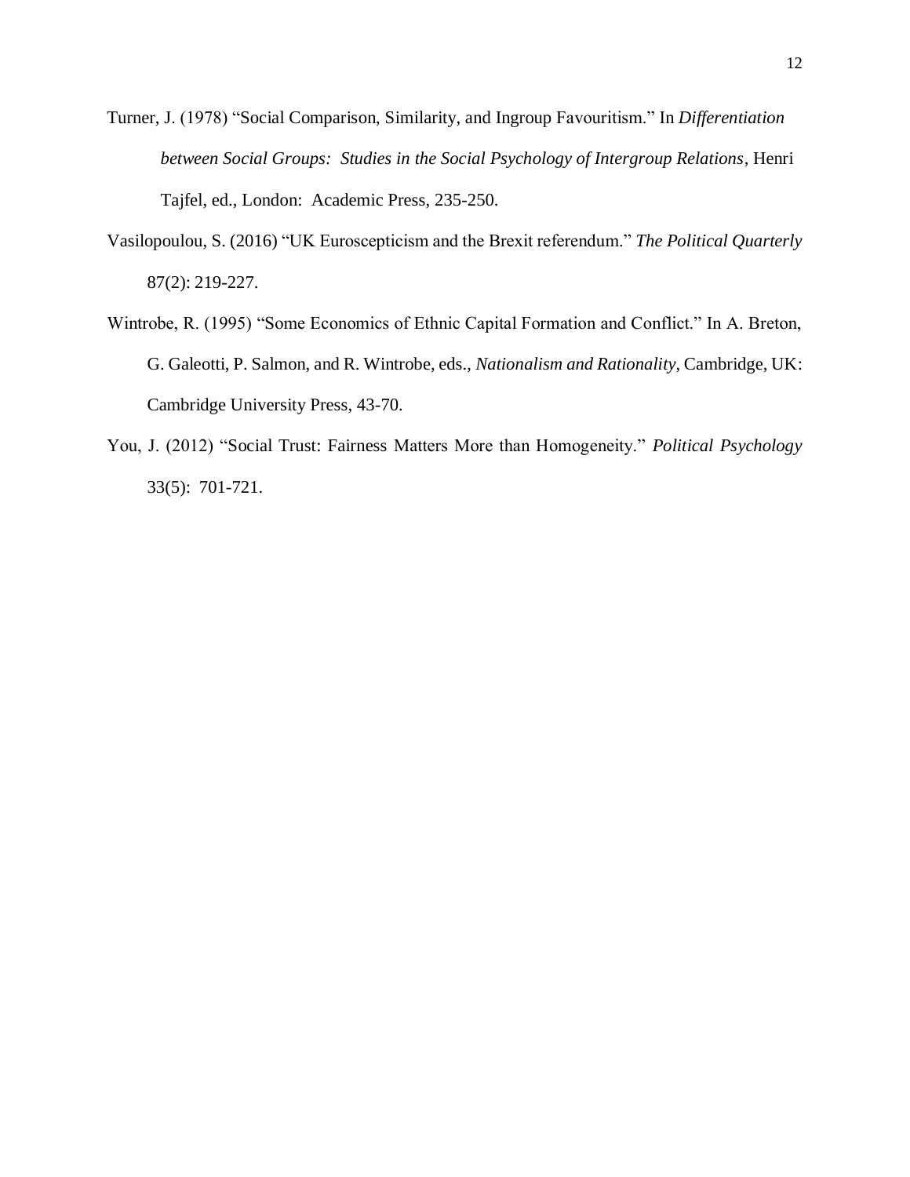Turner, J. (1978) “Social Comparison, Similarity, and Ingroup Favouritism.” In *Differentiation between Social Groups: Studies in the Social Psychology of Intergroup Relations*, Henri Tajfel, ed., London: Academic Press, 235-250.

Vasilopoulou, S. (2016) “UK Euroscepticism and the Brexit referendum.” *The Political Quarterly* 87(2): 219-227.

Wintrobe, R. (1995) “Some Economics of Ethnic Capital Formation and Conflict.” In A. Breton, G. Galeotti, P. Salmon, and R. Wintrobe, eds., *Nationalism and Rationality*, Cambridge, UK: Cambridge University Press, 43-70.

You, J. (2012) “Social Trust: Fairness Matters More than Homogeneity.” *Political Psychology* 33(5): 701-721.